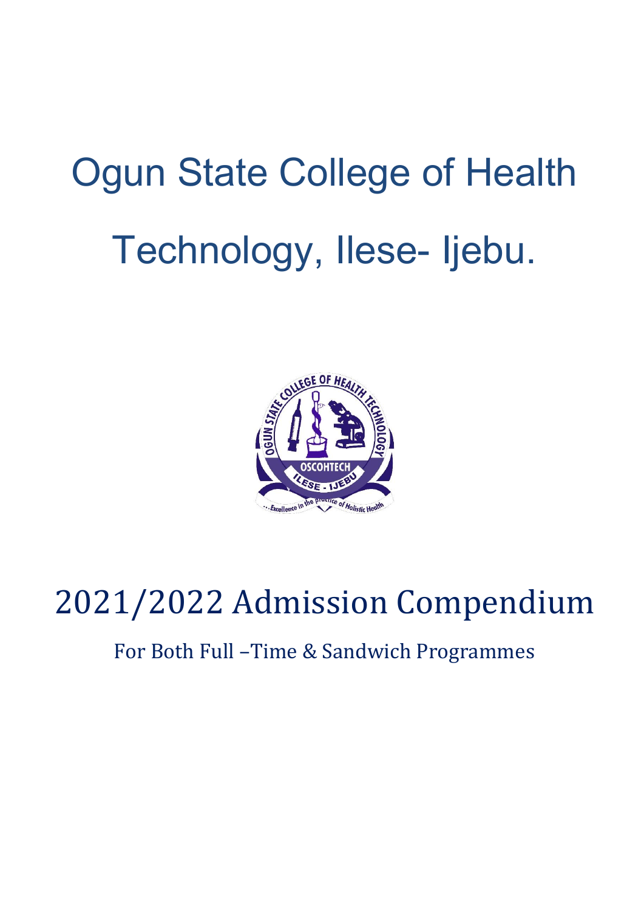# Ogun State College of Health Technology, Ilese- Ijebu.

# 2021/2022 Admission Compendium

For Both Full –Time & Sandwich Programmes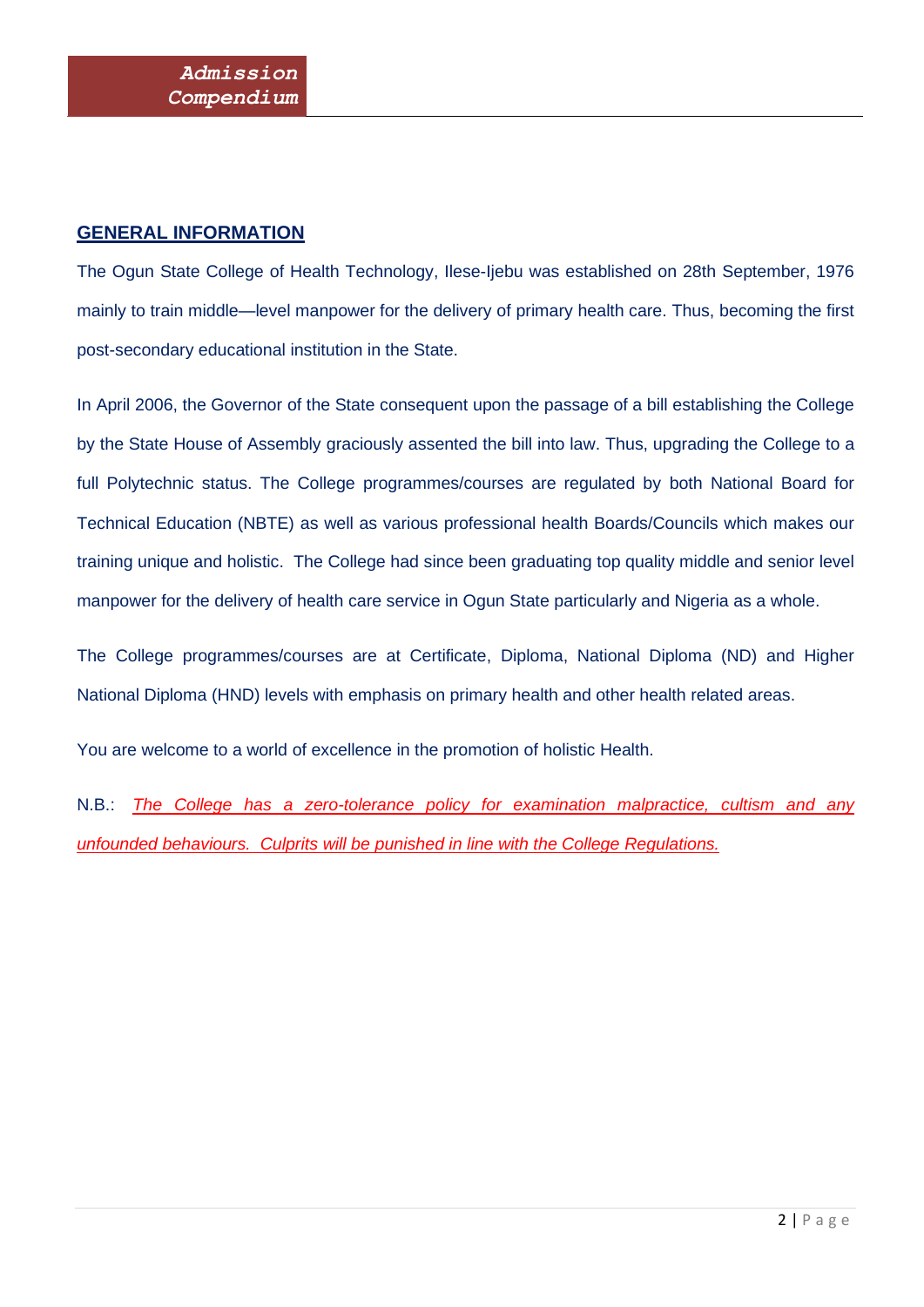## GENERAL INFORMATION

The Ogun State College of Health Technology, Ilese-Ijebu was established on 28th September, 1976 mainly to train middle—level manpower for the delivery of primary health care. Thus, becoming the first post-secondary educational institution in the State.

In April 2006, the Governor of the State consequent upon the passage of a bill establishing the College by the State House of Assembly graciously assented the bill into law. Thus, upgrading the College to a full Polytechnic status. The College programmes/courses are regulated by both National Board for Technical Education (NBTE) as well as various professional health Boards/Councils which makes our training unique and holistic. The College had since been graduating top quality middle and senior level manpower for the delivery of health care service in Ogun State particularly and Nigeria as a whole.

The College programmes/courses are at Certificate, Diploma, National Diploma (ND) and Higher National Diploma (HND) levels with emphasis on primary health and other health related areas.

You are welcome to a world of excellence in the promotion of holistic Health.

N.B.: *The College has a zero-tolerance policy for examination malpractice, cultism and any unfounded behaviours. Culprits will be punished in line with the College Regulations.*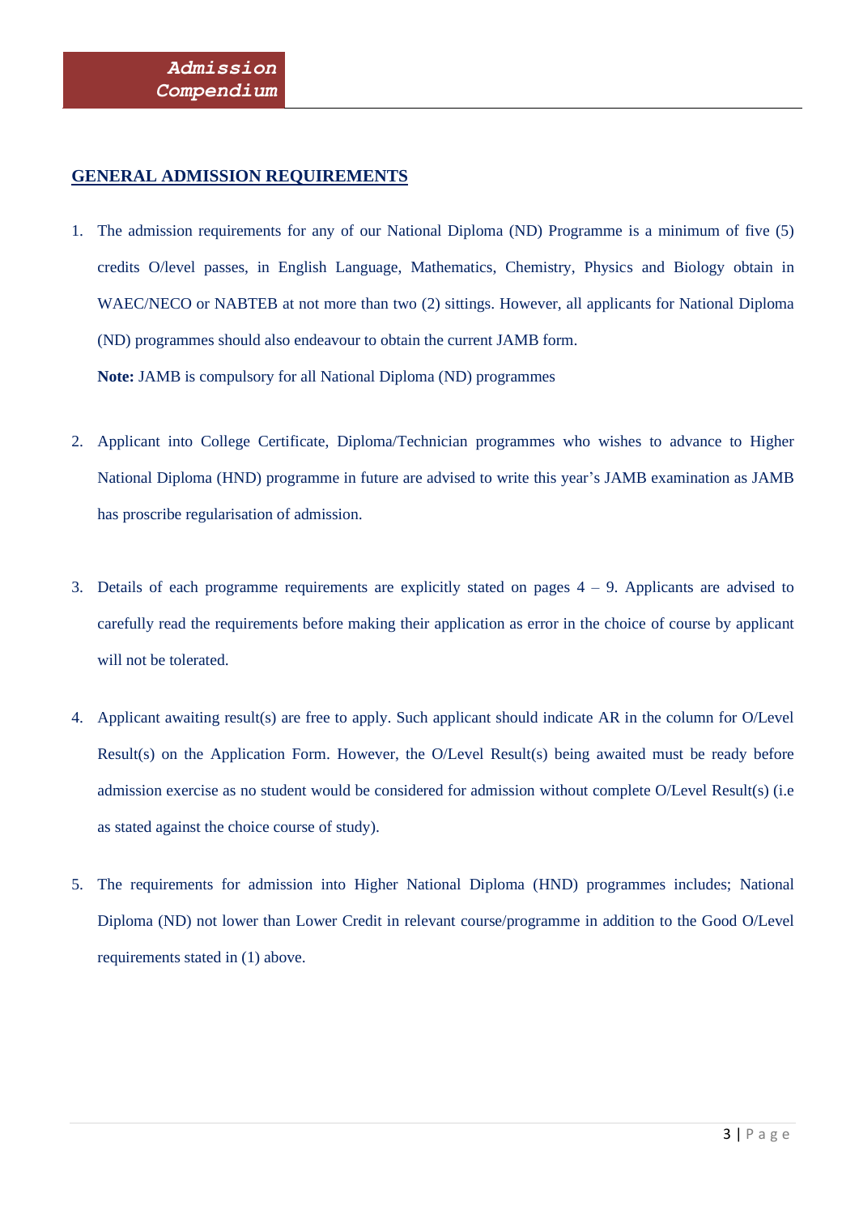## GENERAL ADMISSION REQUIREMENTS

1. The admission requirements for any of our National Diploma (ND) Programme is a minimum of five (5) credits O/level passes, in English Language, Mathematics, Chemistry, Physics and Biology obtain in WAEC/NECO or NABTEB at not more than two (2) sittings. However, all applicants for National Diploma (ND) programmes should also endeavour to obtain the current JAMB form.

   **Note:** JAMB is compulsory for all National Diploma (ND) programmes

2. Applicant into College Certificate, Diploma/Technician programmes who wishes to advance to Higher National Diploma (HND) programme in future are advised to write this year's JAMB examination as JAMB has proscribe regularisation of admission.

3. Details of each programme requirements are explicitly stated on pages 4 – 9. Applicants are advised to carefully read the requirements before making their application as error in the choice of course by applicant will not be tolerated.

4. Applicant awaiting result(s) are free to apply. Such applicant should indicate AR in the column for O/Level Result(s) on the Application Form. However, the O/Level Result(s) being awaited must be ready before admission exercise as no student would be considered for admission without complete O/Level Result(s) (i.e as stated against the choice course of study).

5. The requirements for admission into Higher National Diploma (HND) programmes includes; National Diploma (ND) not lower than Lower Credit in relevant course/programme in addition to the Good O/Level requirements stated in (1) above.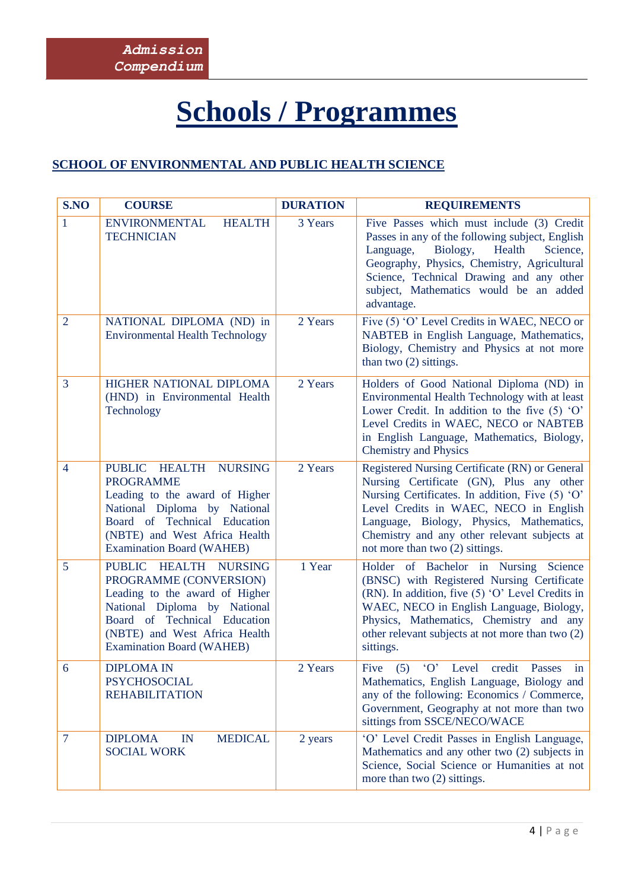# Schools / Programmes

## SCHOOL OF ENVIRONMENTAL AND PUBLIC HEALTH SCIENCE

| S.NO | COURSE | DURATION | REQUIREMENTS |
|---|---|---|---|
| 1 | ENVIRONMENTAL HEALTH TECHNICIAN | 3 Years | Five Passes which must include (3) Credit Passes in any of the following subject, English Language, Biology, Health Science, Geography, Physics, Chemistry, Agricultural Science, Technical Drawing and any other subject, Mathematics would be an added advantage. |
| 2 | NATIONAL DIPLOMA (ND) in Environmental Health Technology | 2 Years | Five (5) 'O' Level Credits in WAEC, NECO or NABTEB in English Language, Mathematics, Biology, Chemistry and Physics at not more than two (2) sittings. |
| 3 | HIGHER NATIONAL DIPLOMA (HND) in Environmental Health Technology | 2 Years | Holders of Good National Diploma (ND) in Environmental Health Technology with at least Lower Credit. In addition to the five (5) 'O' Level Credits in WAEC, NECO or NABTEB in English Language, Mathematics, Biology, Chemistry and Physics |
| 4 | PUBLIC HEALTH NURSING PROGRAMME Leading to the award of Higher National Diploma by National Board of Technical Education (NBTE) and West Africa Health Examination Board (WAHEB) | 2 Years | Registered Nursing Certificate (RN) or General Nursing Certificate (GN), Plus any other Nursing Certificates. In addition, Five (5) 'O' Level Credits in WAEC, NECO in English Language, Biology, Physics, Mathematics, Chemistry and any other relevant subjects at not more than two (2) sittings. |
| 5 | PUBLIC HEALTH NURSING PROGRAMME (CONVERSION) Leading to the award of Higher National Diploma by National Board of Technical Education (NBTE) and West Africa Health Examination Board (WAHEB) | 1 Year | Holder of Bachelor in Nursing Science (BNSC) with Registered Nursing Certificate (RN). In addition, five (5) 'O' Level Credits in WAEC, NECO in English Language, Biology, Physics, Mathematics, Chemistry and any other relevant subjects at not more than two (2) sittings. |
| 6 | DIPLOMA IN PSYCHOSOCIAL REHABILITATION | 2 Years | Five (5) 'O' Level credit Passes in Mathematics, English Language, Biology and any of the following: Economics / Commerce, Government, Geography at not more than two sittings from SSCE/NECO/WACE |
| 7 | DIPLOMA IN MEDICAL SOCIAL WORK | 2 years | 'O' Level Credit Passes in English Language, Mathematics and any other two (2) subjects in Science, Social Science or Humanities at not more than two (2) sittings. |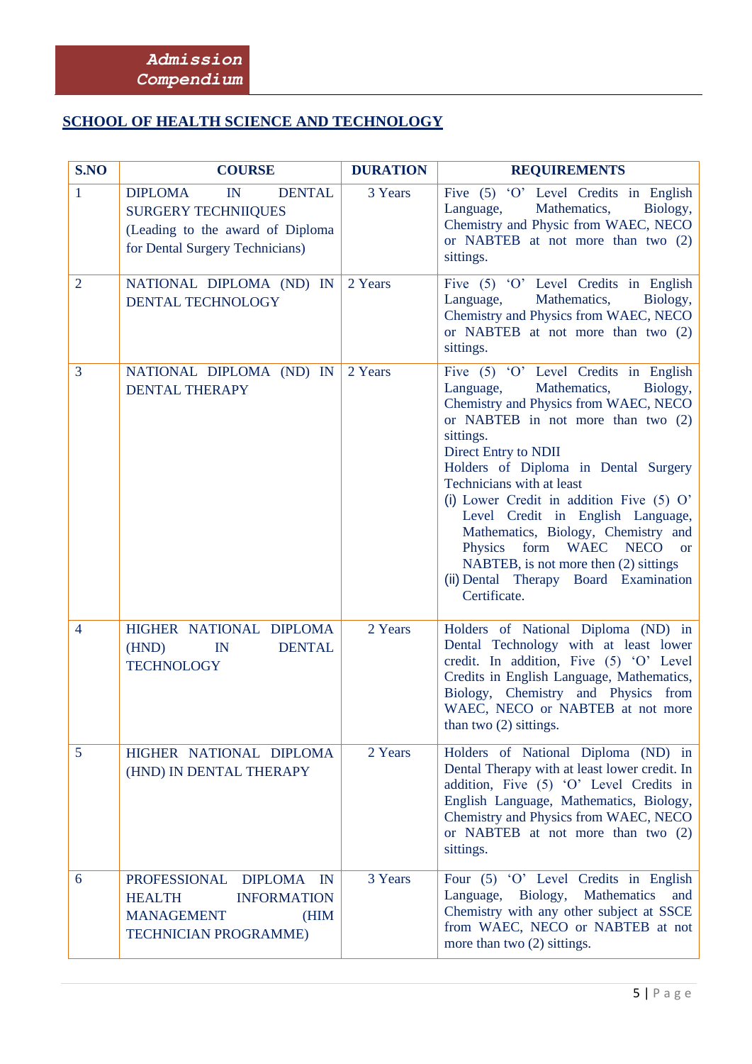## SCHOOL OF HEALTH SCIENCE AND TECHNOLOGY

| S.NO | COURSE | DURATION | REQUIREMENTS |
|---|---|---|---|
| 1 | DIPLOMA IN DENTAL SURGERY TECHNIIQUES (Leading to the award of Diploma for Dental Surgery Technicians) | 3 Years | Five (5) 'O' Level Credits in English Language, Mathematics, Biology, Chemistry and Physic from WAEC, NECO or NABTEB at not more than two (2) sittings. |
| 2 | NATIONAL DIPLOMA (ND) IN DENTAL TECHNOLOGY | 2 Years | Five (5) 'O' Level Credits in English Language, Mathematics, Biology, Chemistry and Physics from WAEC, NECO or NABTEB at not more than two (2) sittings. |
| 3 | NATIONAL DIPLOMA (ND) IN DENTAL THERAPY | 2 Years | Five (5) 'O' Level Credits in English Language, Mathematics, Biology, Chemistry and Physics from WAEC, NECO or NABTEB in not more than two (2) sittings.<br>Direct Entry to NDII<br>Holders of Diploma in Dental Surgery Technicians with at least<br>(i) Lower Credit in addition Five (5) O' Level Credit in English Language, Mathematics, Biology, Chemistry and Physics form WAEC NECO or NABTEB, is not more then (2) sittings<br>(ii) Dental Therapy Board Examination Certificate. |
| 4 | HIGHER NATIONAL DIPLOMA (HND) IN DENTAL TECHNOLOGY | 2 Years | Holders of National Diploma (ND) in Dental Technology with at least lower credit. In addition, Five (5) 'O' Level Credits in English Language, Mathematics, Biology, Chemistry and Physics from WAEC, NECO or NABTEB at not more than two (2) sittings. |
| 5 | HIGHER NATIONAL DIPLOMA (HND) IN DENTAL THERAPY | 2 Years | Holders of National Diploma (ND) in Dental Therapy with at least lower credit. In addition, Five (5) 'O' Level Credits in English Language, Mathematics, Biology, Chemistry and Physics from WAEC, NECO or NABTEB at not more than two (2) sittings. |
| 6 | PROFESSIONAL DIPLOMA IN HEALTH INFORMATION MANAGEMENT (HIM TECHNICIAN PROGRAMME) | 3 Years | Four (5) 'O' Level Credits in English Language, Biology, Mathematics and Chemistry with any other subject at SSCE from WAEC, NECO or NABTEB at not more than two (2) sittings. |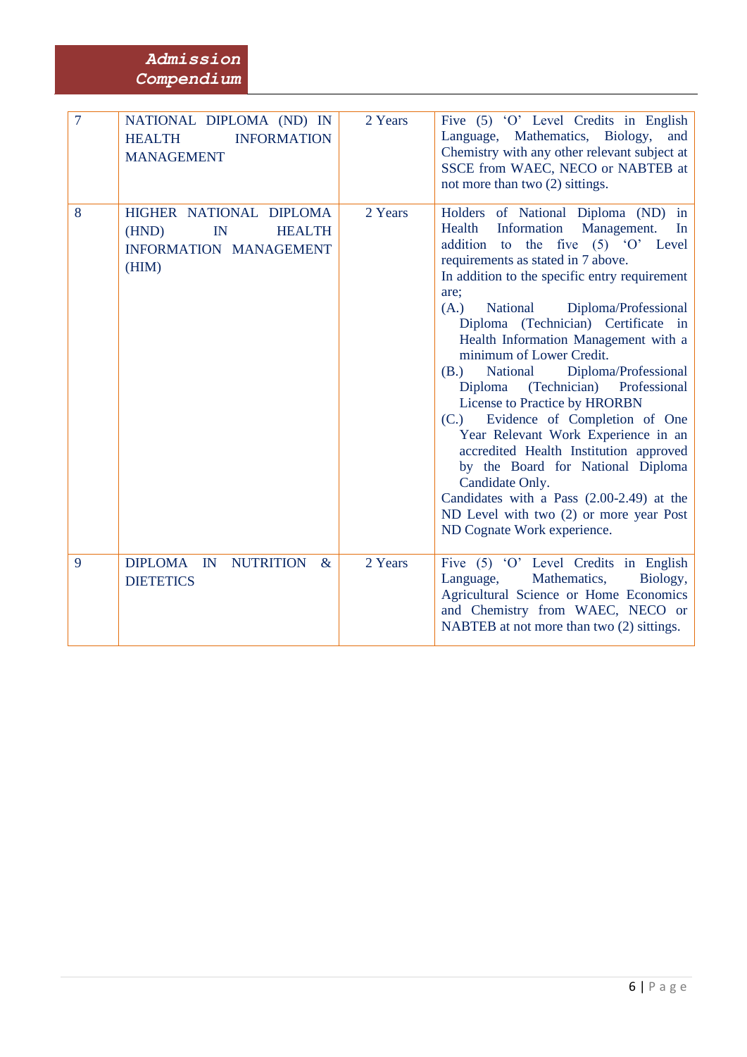| 7 | NATIONAL DIPLOMA (ND) IN HEALTH INFORMATION MANAGEMENT | 2 Years | Five (5) 'O' Level Credits in English Language, Mathematics, Biology, and Chemistry with any other relevant subject at SSCE from WAEC, NECO or NABTEB at not more than two (2) sittings. |
|---|---|---|---|
| 8 | HIGHER NATIONAL DIPLOMA (HND) IN HEALTH INFORMATION MANAGEMENT (HIM) | 2 Years | Holders of National Diploma (ND) in Health Information Management. In addition to the five (5) 'O' Level requirements as stated in 7 above.<br>In addition to the specific entry requirement are;<br>(A.) National Diploma/Professional Diploma (Technician) Certificate in Health Information Management with a minimum of Lower Credit.<br>(B.) National Diploma/Professional Diploma (Technician) Professional License to Practice by HRORBN<br>(C.) Evidence of Completion of One Year Relevant Work Experience in an accredited Health Institution approved by the Board for National Diploma Candidate Only.<br>Candidates with a Pass (2.00-2.49) at the ND Level with two (2) or more year Post ND Cognate Work experience. |
| 9 | DIPLOMA IN NUTRITION & DIETETICS | 2 Years | Five (5) 'O' Level Credits in English Language, Mathematics, Biology, Agricultural Science or Home Economics and Chemistry from WAEC, NECO or NABTEB at not more than two (2) sittings. |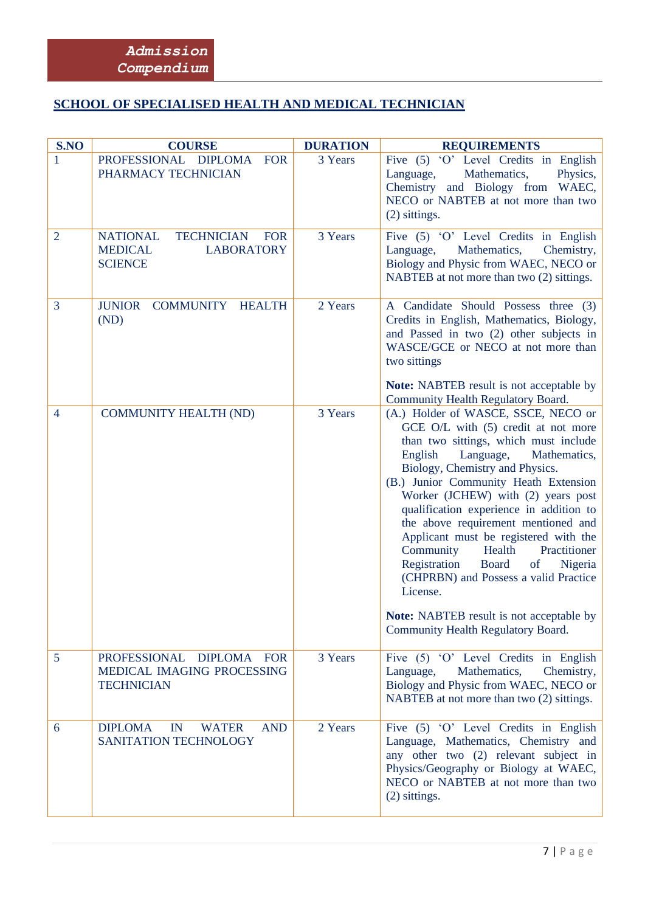## SCHOOL OF SPECIALISED HEALTH AND MEDICAL TECHNICIAN

| S.NO | COURSE | DURATION | REQUIREMENTS |
|---|---|---|---|
| 1 | PROFESSIONAL DIPLOMA FOR PHARMACY TECHNICIAN | 3 Years | Five (5) 'O' Level Credits in English Language, Mathematics, Physics, Chemistry and Biology from WAEC, NECO or NABTEB at not more than two (2) sittings. |
| 2 | NATIONAL TECHNICIAN FOR MEDICAL LABORATORY SCIENCE | 3 Years | Five (5) 'O' Level Credits in English Language, Mathematics, Chemistry, Biology and Physic from WAEC, NECO or NABTEB at not more than two (2) sittings. |
| 3 | JUNIOR COMMUNITY HEALTH (ND) | 2 Years | A Candidate Should Possess three (3) Credits in English, Mathematics, Biology, and Passed in two (2) other subjects in WASCE/GCE or NECO at not more than two sittings<br><br>**Note:** NABTEB result is not acceptable by Community Health Regulatory Board. |
| 4 | COMMUNITY HEALTH (ND) | 3 Years | (A.) Holder of WASCE, SSCE, NECO or GCE O/L with (5) credit at not more than two sittings, which must include English Language, Mathematics, Biology, Chemistry and Physics.<br>(B.) Junior Community Heath Extension Worker (JCHEW) with (2) years post qualification experience in addition to the above requirement mentioned and Applicant must be registered with the Community Health Practitioner Registration Board of Nigeria (CHPRBN) and Possess a valid Practice License.<br><br>**Note:** NABTEB result is not acceptable by Community Health Regulatory Board. |
| 5 | PROFESSIONAL DIPLOMA FOR MEDICAL IMAGING PROCESSING TECHNICIAN | 3 Years | Five (5) 'O' Level Credits in English Language, Mathematics, Chemistry, Biology and Physic from WAEC, NECO or NABTEB at not more than two (2) sittings. |
| 6 | DIPLOMA IN WATER AND SANITATION TECHNOLOGY | 2 Years | Five (5) 'O' Level Credits in English Language, Mathematics, Chemistry and any other two (2) relevant subject in Physics/Geography or Biology at WAEC, NECO or NABTEB at not more than two (2) sittings. |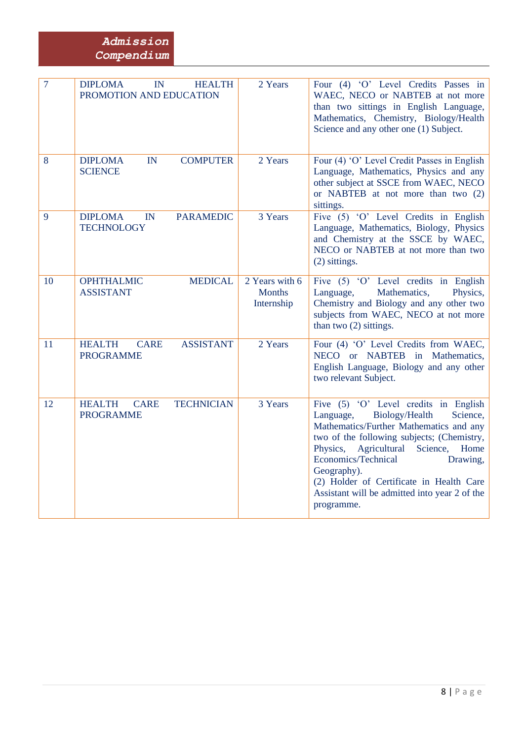| 7 | DIPLOMA IN HEALTH PROMOTION AND EDUCATION | 2 Years | Four (4) 'O' Level Credits Passes in WAEC, NECO or NABTEB at not more than two sittings in English Language, Mathematics, Chemistry, Biology/Health Science and any other one (1) Subject. |
|---|---|---|---|
| 8 | DIPLOMA IN COMPUTER SCIENCE | 2 Years | Four (4) 'O' Level Credit Passes in English Language, Mathematics, Physics and any other subject at SSCE from WAEC, NECO or NABTEB at not more than two (2) sittings. |
| 9 | DIPLOMA IN PARAMEDIC TECHNOLOGY | 3 Years | Five (5) 'O' Level Credits in English Language, Mathematics, Biology, Physics and Chemistry at the SSCE by WAEC, NECO or NABTEB at not more than two (2) sittings. |
| 10 | OPHTHALMIC MEDICAL ASSISTANT | 2 Years with 6 Months Internship | Five (5) 'O' Level credits in English Language, Mathematics, Physics, Chemistry and Biology and any other two subjects from WAEC, NECO at not more than two (2) sittings. |
| 11 | HEALTH CARE ASSISTANT PROGRAMME | 2 Years | Four (4) 'O' Level Credits from WAEC, NECO or NABTEB in Mathematics, English Language, Biology and any other two relevant Subject. |
| 12 | HEALTH CARE TECHNICIAN PROGRAMME | 3 Years | Five (5) 'O' Level credits in English Language, Biology/Health Science, Mathematics/Further Mathematics and any two of the following subjects; (Chemistry, Physics, Agricultural Science, Home Economics/Technical Drawing, Geography).<br>(2) Holder of Certificate in Health Care Assistant will be admitted into year 2 of the programme. |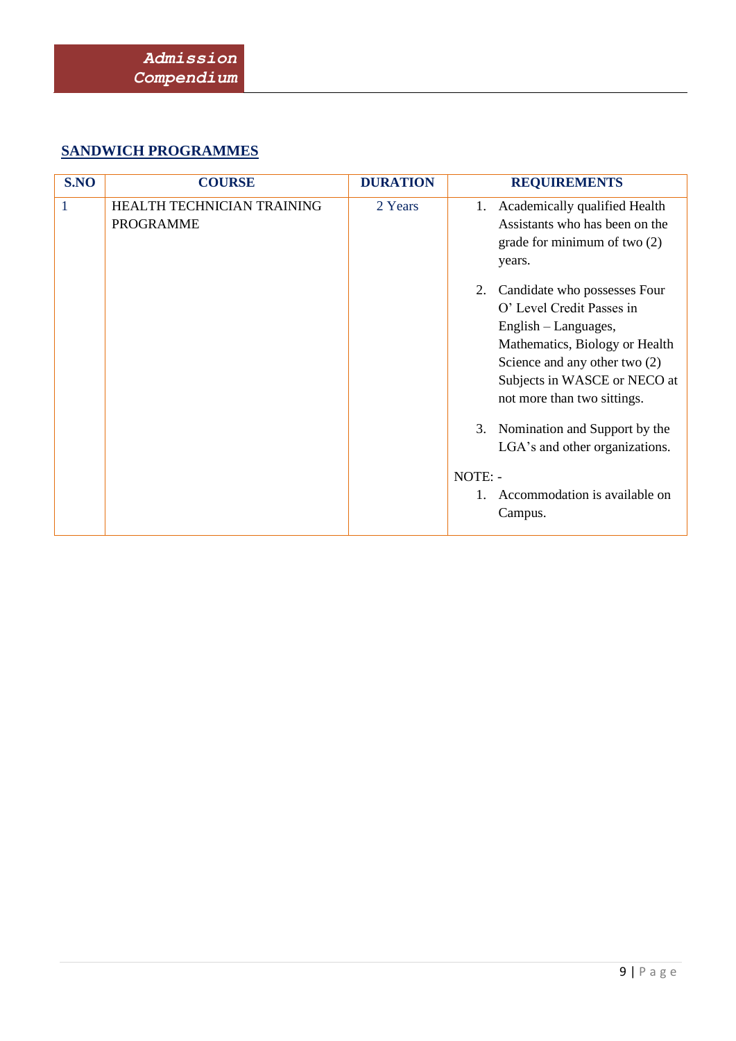## SANDWICH PROGRAMMES

| S.NO | COURSE | DURATION | REQUIREMENTS |
|---|---|---|---|
| 1 | HEALTH TECHNICIAN TRAINING PROGRAMME | 2 Years | 1. Academically qualified Health Assistants who has been on the grade for minimum of two (2) years.<br><br>2. Candidate who possesses Four O' Level Credit Passes in English – Languages, Mathematics, Biology or Health Science and any other two (2) Subjects in WASCE or NECO at not more than two sittings.<br><br>3. Nomination and Support by the LGA's and other organizations.<br><br>NOTE: -<br>1. Accommodation is available on Campus. |